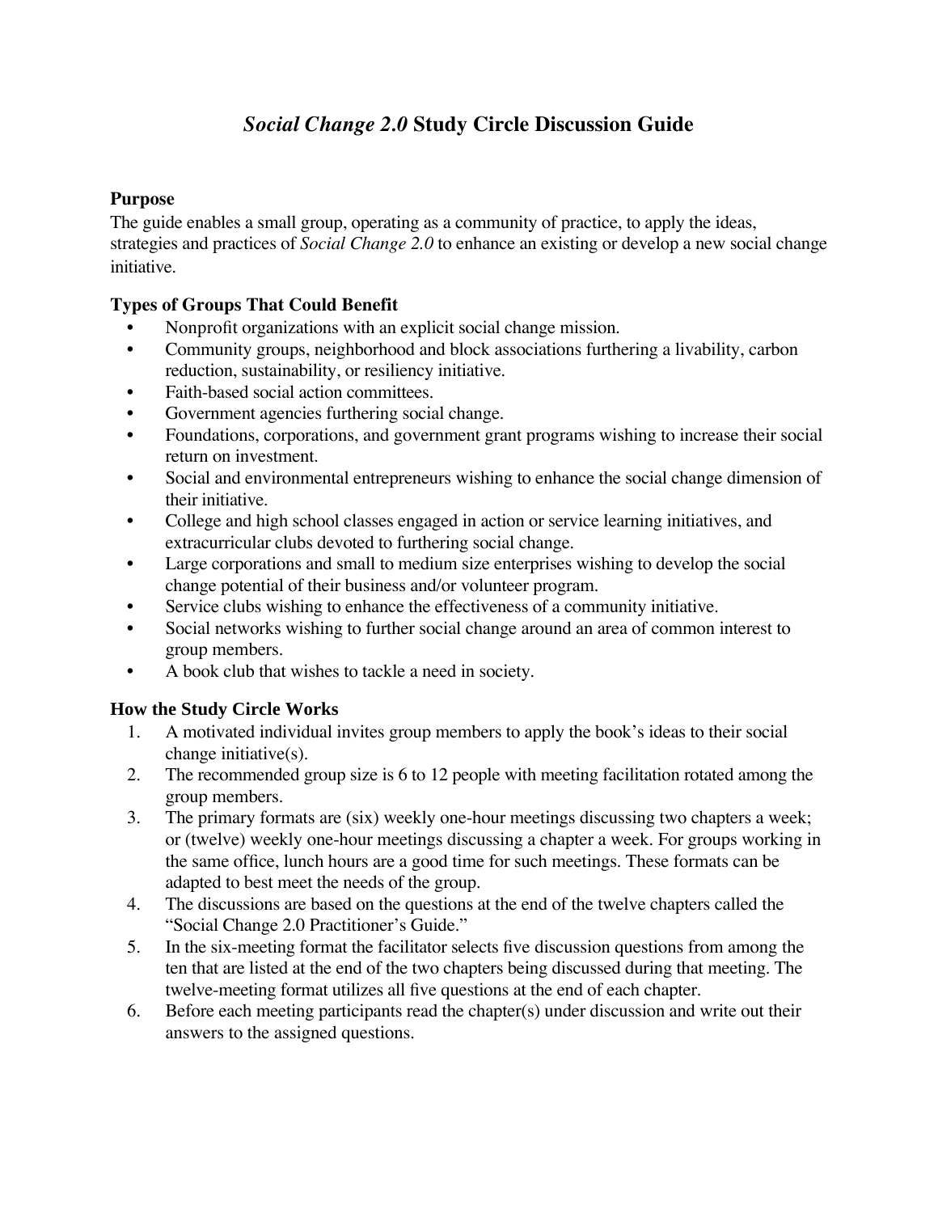# *Social Change 2.0* Study Circle Discussion Guide

### Purpose

The guide enables a small group, operating as a community of practice, to apply the ideas, strategies and practices of *Social Change 2.0* to enhance an existing or develop a new social change initiative.

### Types of Groups That Could Benefit

- Nonprofit organizations with an explicit social change mission.
- Community groups, neighborhood and block associations furthering a livability, carbon reduction, sustainability, or resiliency initiative.
- Faith-based social action committees.
- Government agencies furthering social change.
- Foundations, corporations, and government grant programs wishing to increase their social return on investment.
- Social and environmental entrepreneurs wishing to enhance the social change dimension of their initiative.
- College and high school classes engaged in action or service learning initiatives, and extracurricular clubs devoted to furthering social change.
- Large corporations and small to medium size enterprises wishing to develop the social change potential of their business and/or volunteer program.
- Service clubs wishing to enhance the effectiveness of a community initiative.
- Social networks wishing to further social change around an area of common interest to group members.
- A book club that wishes to tackle a need in society.

### How the Study Circle Works

1. A motivated individual invites group members to apply the book's ideas to their social change initiative(s).
2. The recommended group size is 6 to 12 people with meeting facilitation rotated among the group members.
3. The primary formats are (six) weekly one-hour meetings discussing two chapters a week; or (twelve) weekly one-hour meetings discussing a chapter a week. For groups working in the same office, lunch hours are a good time for such meetings. These formats can be adapted to best meet the needs of the group.
4. The discussions are based on the questions at the end of the twelve chapters called the "Social Change 2.0 Practitioner's Guide."
5. In the six-meeting format the facilitator selects five discussion questions from among the ten that are listed at the end of the two chapters being discussed during that meeting. The twelve-meeting format utilizes all five questions at the end of each chapter.
6. Before each meeting participants read the chapter(s) under discussion and write out their answers to the assigned questions.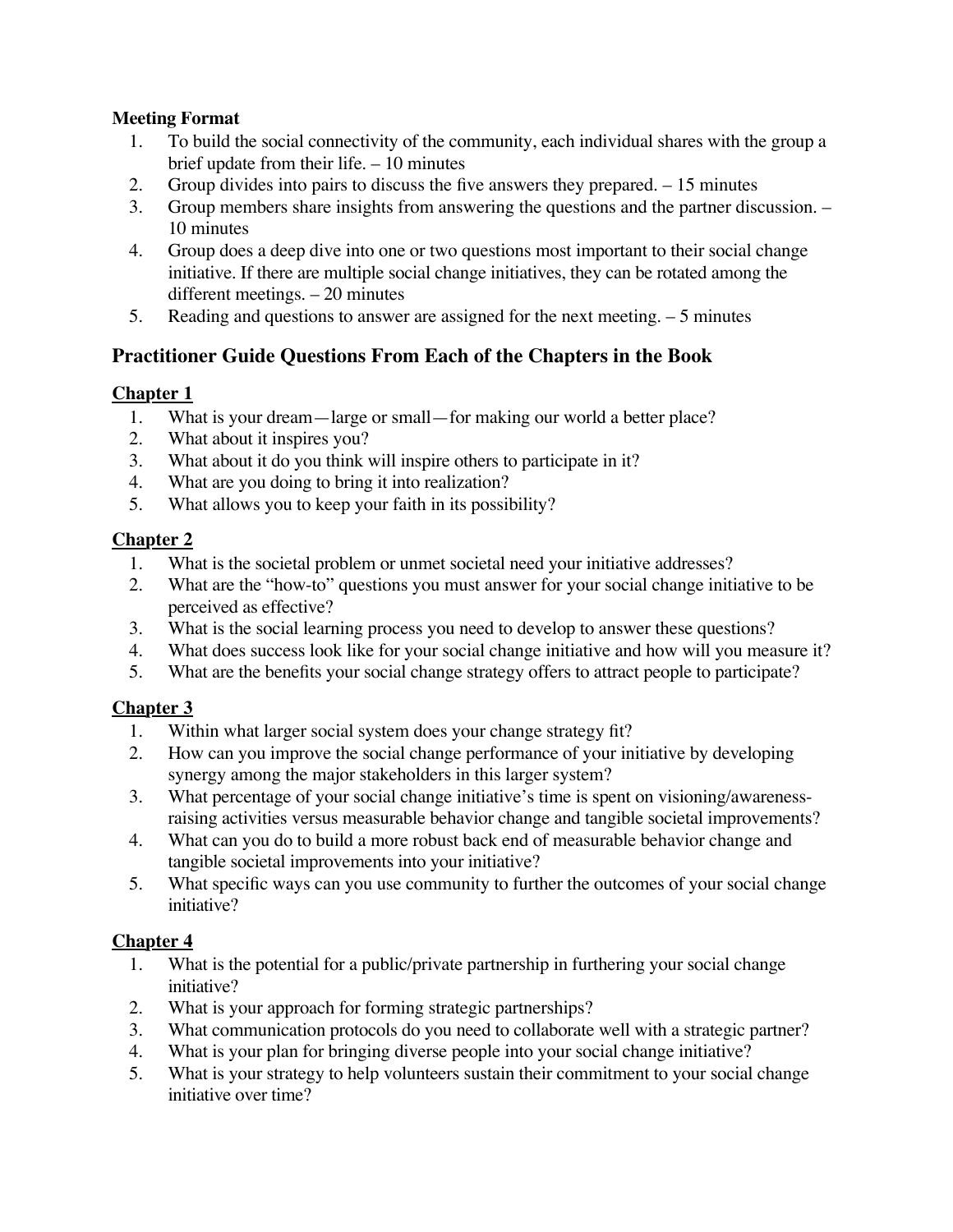**Meeting Format**

1. To build the social connectivity of the community, each individual shares with the group a brief update from their life. – 10 minutes
2. Group divides into pairs to discuss the five answers they prepared. – 15 minutes
3. Group members share insights from answering the questions and the partner discussion. – 10 minutes
4. Group does a deep dive into one or two questions most important to their social change initiative. If there are multiple social change initiatives, they can be rotated among the different meetings. – 20 minutes
5. Reading and questions to answer are assigned for the next meeting. – 5 minutes

## Practitioner Guide Questions From Each of the Chapters in the Book

### Chapter 1

1. What is your dream—large or small—for making our world a better place?
2. What about it inspires you?
3. What about it do you think will inspire others to participate in it?
4. What are you doing to bring it into realization?
5. What allows you to keep your faith in its possibility?

### Chapter 2

1. What is the societal problem or unmet societal need your initiative addresses?
2. What are the "how-to" questions you must answer for your social change initiative to be perceived as effective?
3. What is the social learning process you need to develop to answer these questions?
4. What does success look like for your social change initiative and how will you measure it?
5. What are the benefits your social change strategy offers to attract people to participate?

### Chapter 3

1. Within what larger social system does your change strategy fit?
2. How can you improve the social change performance of your initiative by developing synergy among the major stakeholders in this larger system?
3. What percentage of your social change initiative's time is spent on visioning/awareness-raising activities versus measurable behavior change and tangible societal improvements?
4. What can you do to build a more robust back end of measurable behavior change and tangible societal improvements into your initiative?
5. What specific ways can you use community to further the outcomes of your social change initiative?

### Chapter 4

1. What is the potential for a public/private partnership in furthering your social change initiative?
2. What is your approach for forming strategic partnerships?
3. What communication protocols do you need to collaborate well with a strategic partner?
4. What is your plan for bringing diverse people into your social change initiative?
5. What is your strategy to help volunteers sustain their commitment to your social change initiative over time?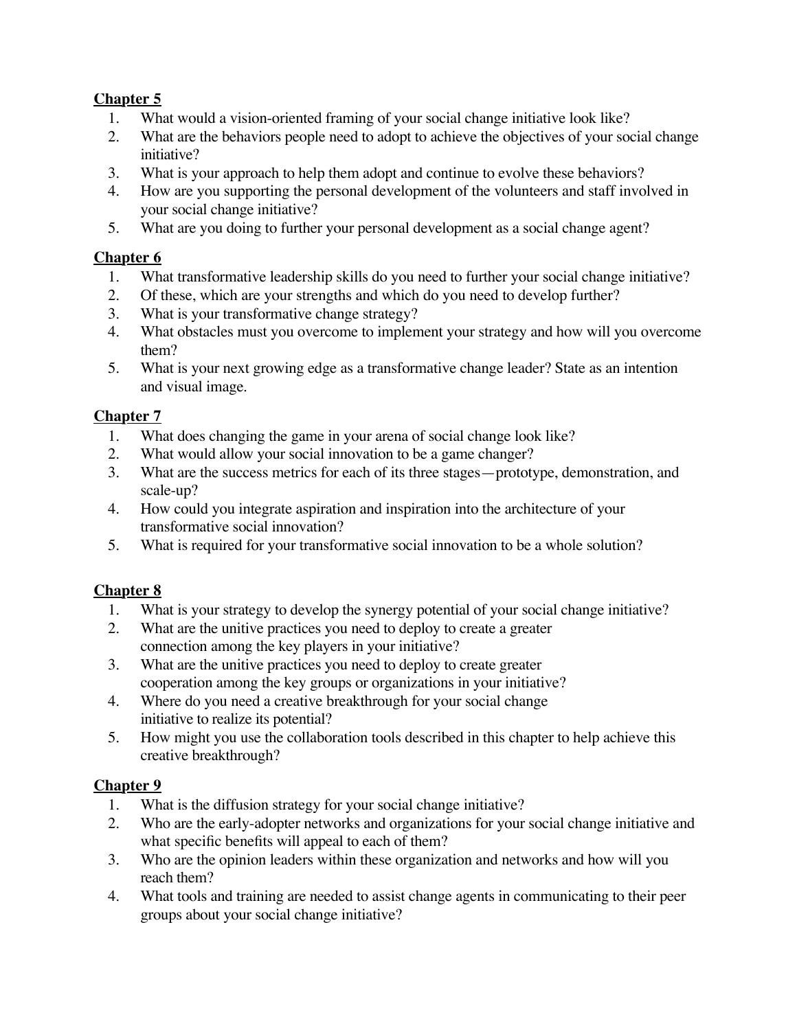**Chapter 5**

1. What would a vision-oriented framing of your social change initiative look like?
2. What are the behaviors people need to adopt to achieve the objectives of your social change initiative?
3. What is your approach to help them adopt and continue to evolve these behaviors?
4. How are you supporting the personal development of the volunteers and staff involved in your social change initiative?
5. What are you doing to further your personal development as a social change agent?

**Chapter 6**

1. What transformative leadership skills do you need to further your social change initiative?
2. Of these, which are your strengths and which do you need to develop further?
3. What is your transformative change strategy?
4. What obstacles must you overcome to implement your strategy and how will you overcome them?
5. What is your next growing edge as a transformative change leader? State as an intention and visual image.

**Chapter 7**

1. What does changing the game in your arena of social change look like?
2. What would allow your social innovation to be a game changer?
3. What are the success metrics for each of its three stages—prototype, demonstration, and scale-up?
4. How could you integrate aspiration and inspiration into the architecture of your transformative social innovation?
5. What is required for your transformative social innovation to be a whole solution?

**Chapter 8**

1. What is your strategy to develop the synergy potential of your social change initiative?
2. What are the unitive practices you need to deploy to create a greater connection among the key players in your initiative?
3. What are the unitive practices you need to deploy to create greater cooperation among the key groups or organizations in your initiative?
4. Where do you need a creative breakthrough for your social change initiative to realize its potential?
5. How might you use the collaboration tools described in this chapter to help achieve this creative breakthrough?

**Chapter 9**

1. What is the diffusion strategy for your social change initiative?
2. Who are the early-adopter networks and organizations for your social change initiative and what specific benefits will appeal to each of them?
3. Who are the opinion leaders within these organization and networks and how will you reach them?
4. What tools and training are needed to assist change agents in communicating to their peer groups about your social change initiative?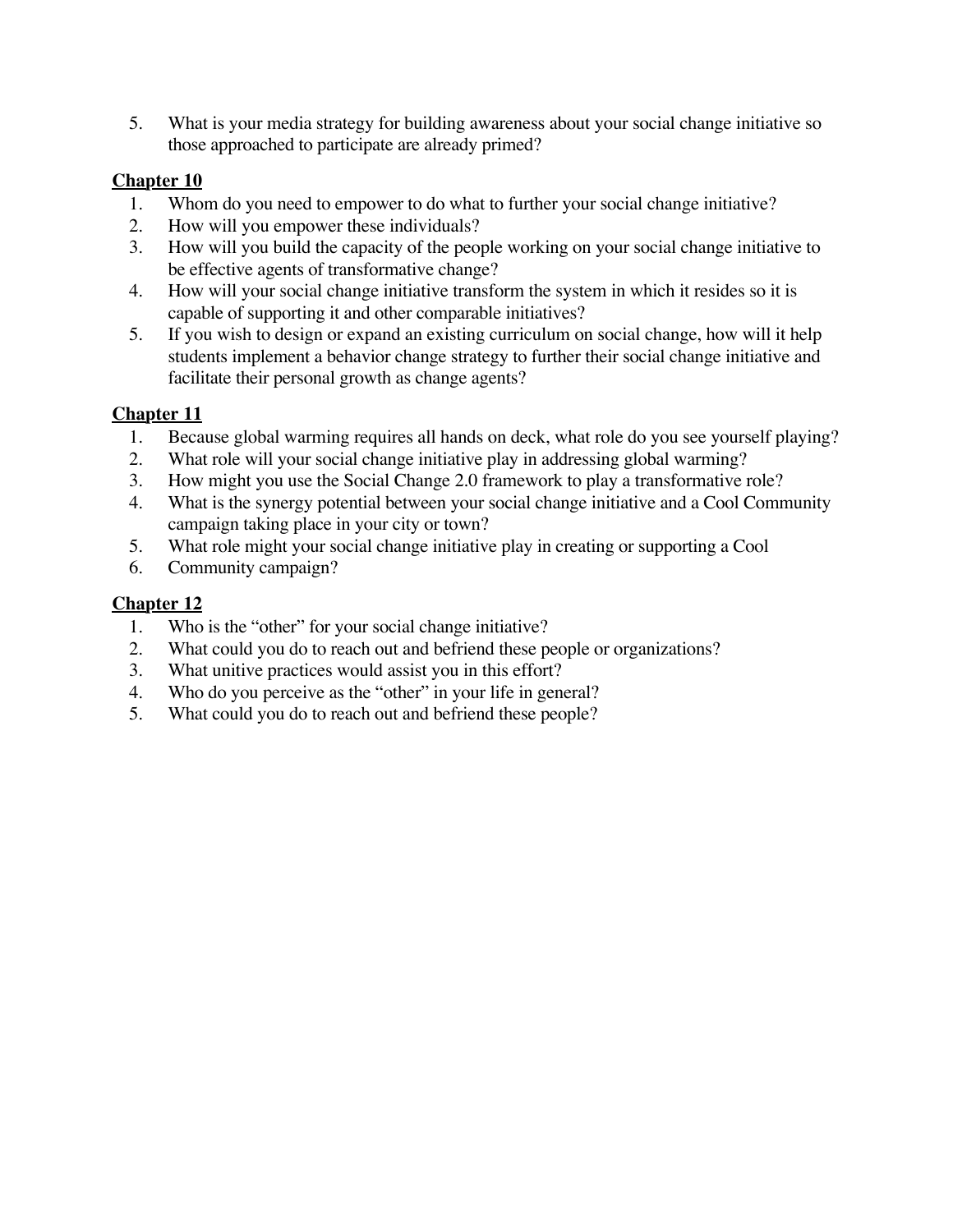5. What is your media strategy for building awareness about your social change initiative so those approached to participate are already primed?

**Chapter 10**

1. Whom do you need to empower to do what to further your social change initiative?
2. How will you empower these individuals?
3. How will you build the capacity of the people working on your social change initiative to be effective agents of transformative change?
4. How will your social change initiative transform the system in which it resides so it is capable of supporting it and other comparable initiatives?
5. If you wish to design or expand an existing curriculum on social change, how will it help students implement a behavior change strategy to further their social change initiative and facilitate their personal growth as change agents?

**Chapter 11**

1. Because global warming requires all hands on deck, what role do you see yourself playing?
2. What role will your social change initiative play in addressing global warming?
3. How might you use the Social Change 2.0 framework to play a transformative role?
4. What is the synergy potential between your social change initiative and a Cool Community campaign taking place in your city or town?
5. What role might your social change initiative play in creating or supporting a Cool
6. Community campaign?

**Chapter 12**

1. Who is the "other" for your social change initiative?
2. What could you do to reach out and befriend these people or organizations?
3. What unitive practices would assist you in this effort?
4. Who do you perceive as the "other" in your life in general?
5. What could you do to reach out and befriend these people?